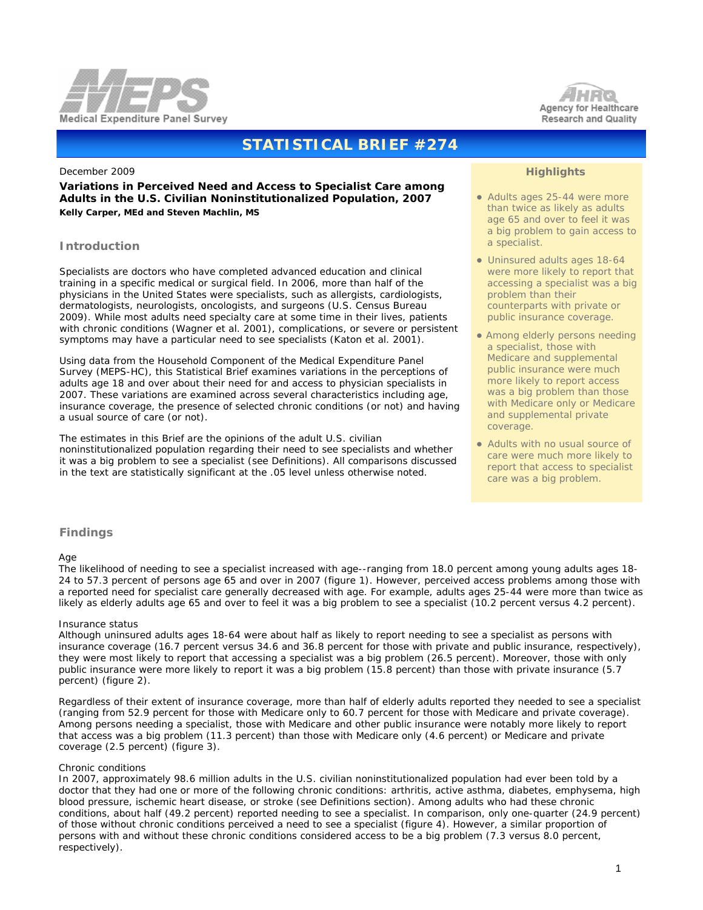Medical Expenditure Panel Survey

Agency for Healthcare Research and Quality

# STATISTICAL BRIEF #274

December 2009

**Variations in Perceived Need and Access to Specialist Care among Adults in the U.S. Civilian Noninstitutionalized Population, 2007**
**Kelly Carper, MEd and Steven Machlin, MS**

## Introduction

Specialists are doctors who have completed advanced education and clinical training in a specific medical or surgical field. In 2006, more than half of the physicians in the United States were specialists, such as allergists, cardiologists, dermatologists, neurologists, oncologists, and surgeons (U.S. Census Bureau 2009). While most adults need specialty care at some time in their lives, patients with chronic conditions (Wagner et al. 2001), complications, or severe or persistent symptoms may have a particular need to see specialists (Katon et al. 2001).

Using data from the Household Component of the Medical Expenditure Panel Survey (MEPS-HC), this Statistical Brief examines variations in the perceptions of adults age 18 and over about their need for and access to physician specialists in 2007. These variations are examined across several characteristics including age, insurance coverage, the presence of selected chronic conditions (or not) and having a usual source of care (or not).

The estimates in this Brief are the opinions of the adult U.S. civilian noninstitutionalized population regarding their need to see specialists and whether it was a big problem to see a specialist (see Definitions). All comparisons discussed in the text are statistically significant at the .05 level unless otherwise noted.

### Highlights

- Adults ages 25-44 were more than twice as likely as adults age 65 and over to feel it was a big problem to gain access to a specialist.
- Uninsured adults ages 18-64 were more likely to report that accessing a specialist was a big problem than their counterparts with private or public insurance coverage.
- Among elderly persons needing a specialist, those with Medicare and supplemental public insurance were much more likely to report access was a big problem than those with Medicare only or Medicare and supplemental private coverage.
- Adults with no usual source of care were much more likely to report that access to specialist care was a big problem.

## Findings

### Age

The likelihood of needing to see a specialist increased with age--ranging from 18.0 percent among young adults ages 18-24 to 57.3 percent of persons age 65 and over in 2007 (figure 1). However, perceived access problems among those with a reported need for specialist care generally decreased with age. For example, adults ages 25-44 were more than twice as likely as elderly adults age 65 and over to feel it was a big problem to see a specialist (10.2 percent versus 4.2 percent).

### Insurance status

Although uninsured adults ages 18-64 were about half as likely to report needing to see a specialist as persons with insurance coverage (16.7 percent versus 34.6 and 36.8 percent for those with private and public insurance, respectively), they were most likely to report that accessing a specialist was a big problem (26.5 percent). Moreover, those with only public insurance were more likely to report it was a big problem (15.8 percent) than those with private insurance (5.7 percent) (figure 2).

Regardless of their extent of insurance coverage, more than half of elderly adults reported they needed to see a specialist (ranging from 52.9 percent for those with Medicare only to 60.7 percent for those with Medicare and private coverage). Among persons needing a specialist, those with Medicare and other public insurance were notably more likely to report that access was a big problem (11.3 percent) than those with Medicare only (4.6 percent) or Medicare and private coverage (2.5 percent) (figure 3).

### Chronic conditions

In 2007, approximately 98.6 million adults in the U.S. civilian noninstitutionalized population had ever been told by a doctor that they had one or more of the following chronic conditions: arthritis, active asthma, diabetes, emphysema, high blood pressure, ischemic heart disease, or stroke (see Definitions section). Among adults who had these chronic conditions, about half (49.2 percent) reported needing to see a specialist. In comparison, only one-quarter (24.9 percent) of those without chronic conditions perceived a need to see a specialist (figure 4). However, a similar proportion of persons with and without these chronic conditions considered access to be a big problem (7.3 versus 8.0 percent, respectively).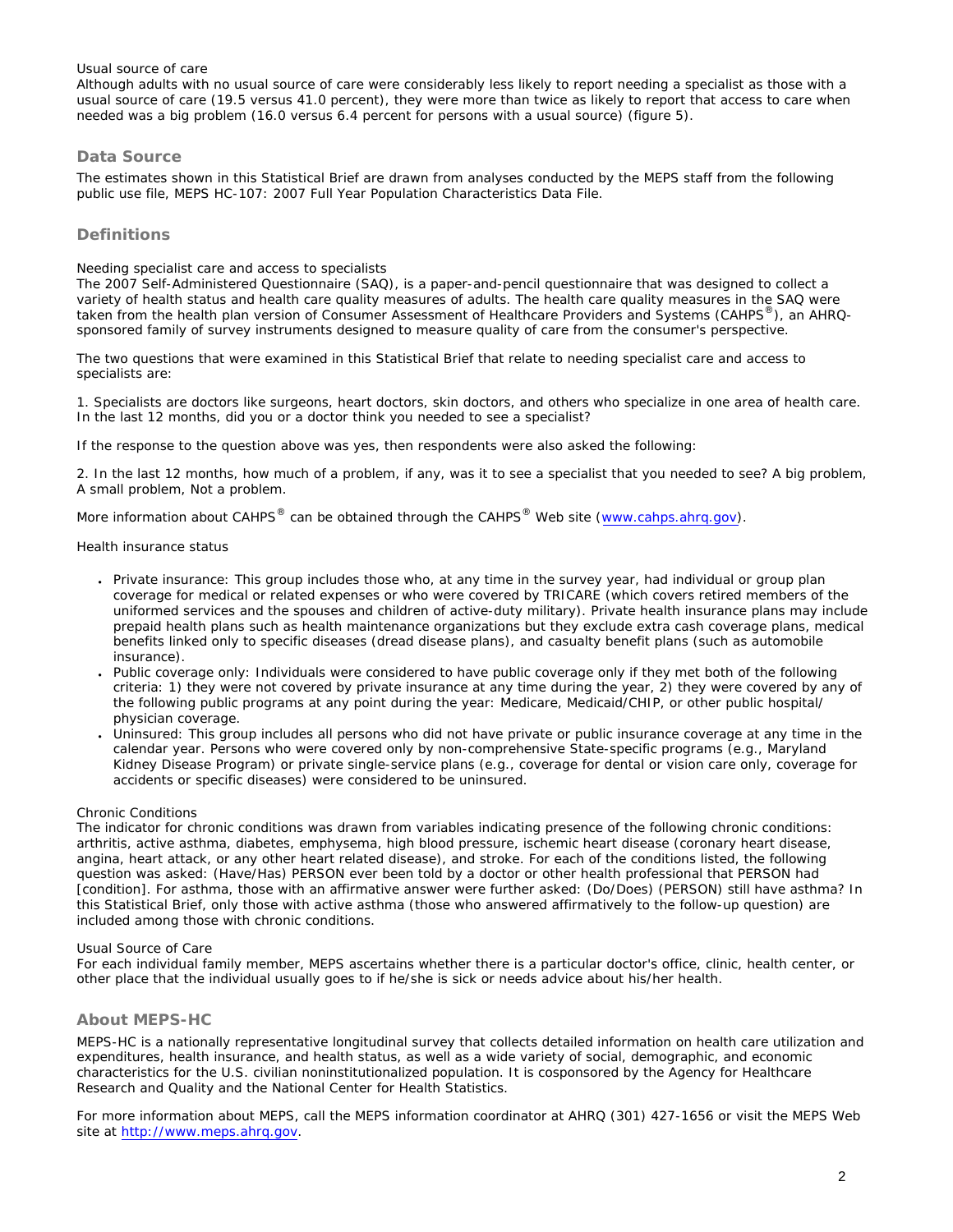Usual source of care

Although adults with no usual source of care were considerably less likely to report needing a specialist as those with a usual source of care (19.5 versus 41.0 percent), they were more than twice as likely to report that access to care when needed was a big problem (16.0 versus 6.4 percent for persons with a usual source) (figure 5).

## Data Source

The estimates shown in this Statistical Brief are drawn from analyses conducted by the MEPS staff from the following public use file, MEPS HC-107: 2007 Full Year Population Characteristics Data File.

## Definitions

Needing specialist care and access to specialists

The 2007 Self-Administered Questionnaire (SAQ), is a paper-and-pencil questionnaire that was designed to collect a variety of health status and health care quality measures of adults. The health care quality measures in the SAQ were taken from the health plan version of Consumer Assessment of Healthcare Providers and Systems (CAHPS®), an AHRQ-sponsored family of survey instruments designed to measure quality of care from the consumer's perspective.

The two questions that were examined in this Statistical Brief that relate to needing specialist care and access to specialists are:

1. Specialists are doctors like surgeons, heart doctors, skin doctors, and others who specialize in one area of health care. In the last 12 months, did you or a doctor think you needed to see a specialist?

If the response to the question above was yes, then respondents were also asked the following:

2. In the last 12 months, how much of a problem, if any, was it to see a specialist that you needed to see? A big problem, A small problem, Not a problem.

More information about CAHPS® can be obtained through the CAHPS® Web site (www.cahps.ahrq.gov).

Health insurance status

- Private insurance: This group includes those who, at any time in the survey year, had individual or group plan coverage for medical or related expenses or who were covered by TRICARE (which covers retired members of the uniformed services and the spouses and children of active-duty military). Private health insurance plans may include prepaid health plans such as health maintenance organizations but they exclude extra cash coverage plans, medical benefits linked only to specific diseases (dread disease plans), and casualty benefit plans (such as automobile insurance).
- Public coverage only: Individuals were considered to have public coverage only if they met both of the following criteria: 1) they were not covered by private insurance at any time during the year, 2) they were covered by any of the following public programs at any point during the year: Medicare, Medicaid/CHIP, or other public hospital/ physician coverage.
- Uninsured: This group includes all persons who did not have private or public insurance coverage at any time in the calendar year. Persons who were covered only by non-comprehensive State-specific programs (e.g., Maryland Kidney Disease Program) or private single-service plans (e.g., coverage for dental or vision care only, coverage for accidents or specific diseases) were considered to be uninsured.

Chronic Conditions

The indicator for chronic conditions was drawn from variables indicating presence of the following chronic conditions: arthritis, active asthma, diabetes, emphysema, high blood pressure, ischemic heart disease (coronary heart disease, angina, heart attack, or any other heart related disease), and stroke. For each of the conditions listed, the following question was asked: (Have/Has) PERSON ever been told by a doctor or other health professional that PERSON had [condition]. For asthma, those with an affirmative answer were further asked: (Do/Does) (PERSON) still have asthma? In this Statistical Brief, only those with active asthma (those who answered affirmatively to the follow-up question) are included among those with chronic conditions.

Usual Source of Care

For each individual family member, MEPS ascertains whether there is a particular doctor's office, clinic, health center, or other place that the individual usually goes to if he/she is sick or needs advice about his/her health.

## About MEPS-HC

MEPS-HC is a nationally representative longitudinal survey that collects detailed information on health care utilization and expenditures, health insurance, and health status, as well as a wide variety of social, demographic, and economic characteristics for the U.S. civilian noninstitutionalized population. It is cosponsored by the Agency for Healthcare Research and Quality and the National Center for Health Statistics.

For more information about MEPS, call the MEPS information coordinator at AHRQ (301) 427-1656 or visit the MEPS Web site at http://www.meps.ahrq.gov.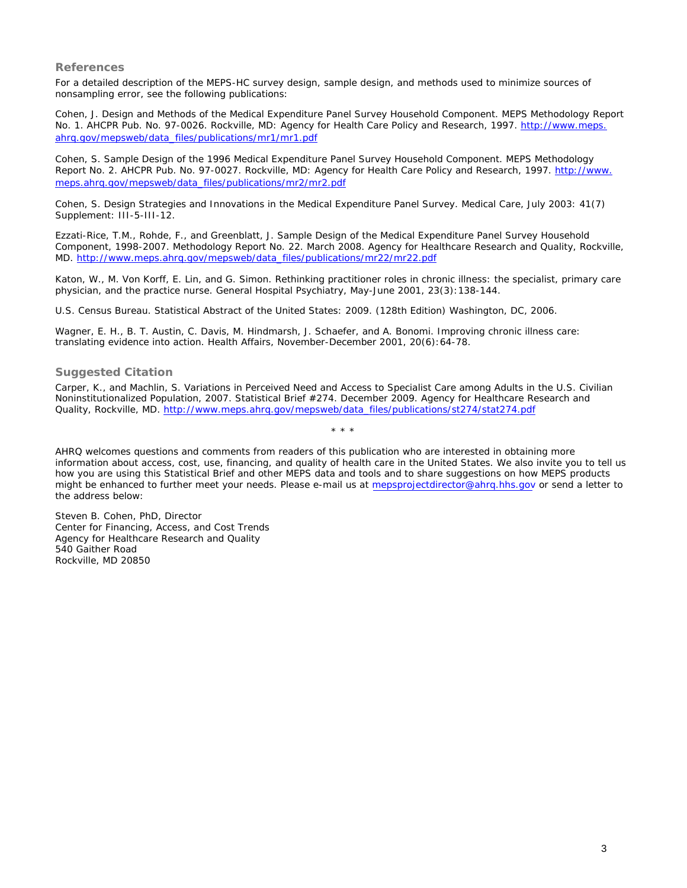## References

For a detailed description of the MEPS-HC survey design, sample design, and methods used to minimize sources of nonsampling error, see the following publications:

Cohen, J. Design and Methods of the Medical Expenditure Panel Survey Household Component. MEPS Methodology Report No. 1. AHCPR Pub. No. 97-0026. Rockville, MD: Agency for Health Care Policy and Research, 1997. http://www.meps.ahrq.gov/mepsweb/data_files/publications/mr1/mr1.pdf

Cohen, S. Sample Design of the 1996 Medical Expenditure Panel Survey Household Component. MEPS Methodology Report No. 2. AHCPR Pub. No. 97-0027. Rockville, MD: Agency for Health Care Policy and Research, 1997. http://www.meps.ahrq.gov/mepsweb/data_files/publications/mr2/mr2.pdf

Cohen, S. Design Strategies and Innovations in the Medical Expenditure Panel Survey. Medical Care, July 2003: 41(7) Supplement: III-5-III-12.

Ezzati-Rice, T.M., Rohde, F., and Greenblatt, J. Sample Design of the Medical Expenditure Panel Survey Household Component, 1998-2007. Methodology Report No. 22. March 2008. Agency for Healthcare Research and Quality, Rockville, MD. http://www.meps.ahrq.gov/mepsweb/data_files/publications/mr22/mr22.pdf

Katon, W., M. Von Korff, E. Lin, and G. Simon. Rethinking practitioner roles in chronic illness: the specialist, primary care physician, and the practice nurse. General Hospital Psychiatry, May-June 2001, 23(3):138-144.

U.S. Census Bureau. Statistical Abstract of the United States: 2009. (128th Edition) Washington, DC, 2006.

Wagner, E. H., B. T. Austin, C. Davis, M. Hindmarsh, J. Schaefer, and A. Bonomi. Improving chronic illness care: translating evidence into action. Health Affairs, November-December 2001, 20(6):64-78.

## Suggested Citation

Carper, K., and Machlin, S. Variations in Perceived Need and Access to Specialist Care among Adults in the U.S. Civilian Noninstitutionalized Population, 2007. Statistical Brief #274. December 2009. Agency for Healthcare Research and Quality, Rockville, MD. http://www.meps.ahrq.gov/mepsweb/data_files/publications/st274/stat274.pdf

\* \* \*

AHRQ welcomes questions and comments from readers of this publication who are interested in obtaining more information about access, cost, use, financing, and quality of health care in the United States. We also invite you to tell us how you are using this Statistical Brief and other MEPS data and tools and to share suggestions on how MEPS products might be enhanced to further meet your needs. Please e-mail us at mepsprojectdirector@ahrq.hhs.gov or send a letter to the address below:

Steven B. Cohen, PhD, Director
Center for Financing, Access, and Cost Trends
Agency for Healthcare Research and Quality
540 Gaither Road
Rockville, MD 20850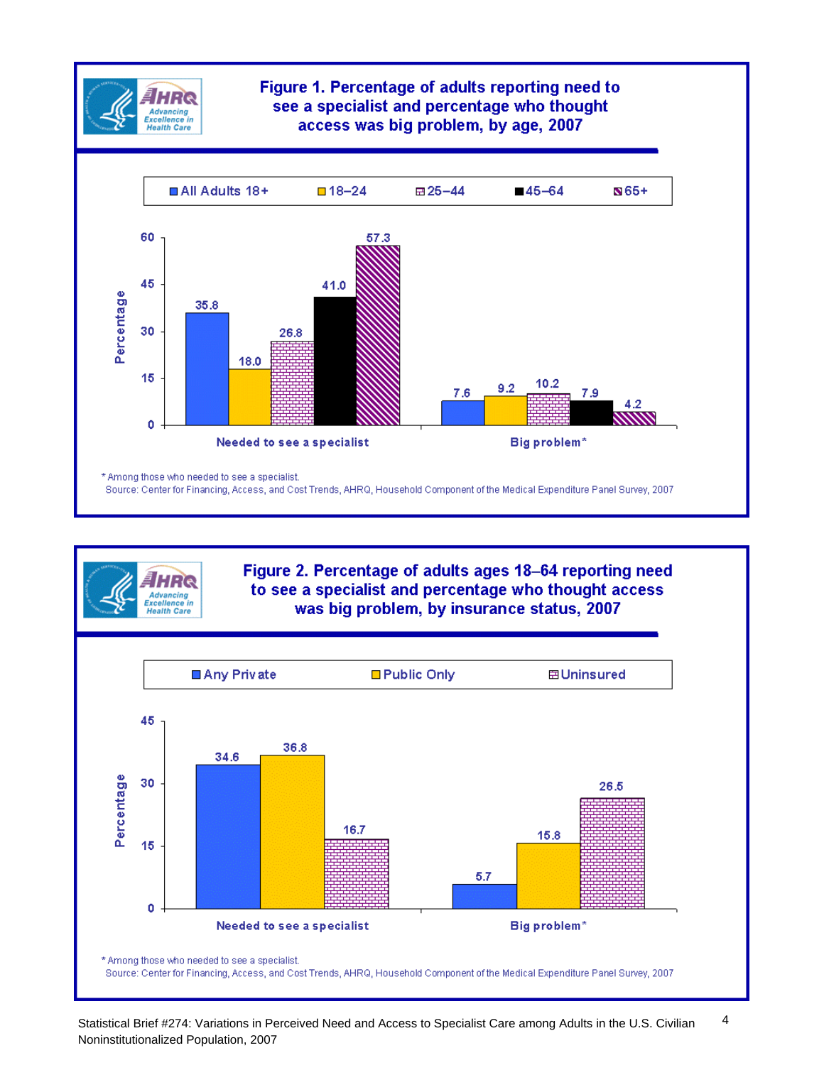## Figure 1. Percentage of adults reporting need to see a specialist and percentage who thought access was big problem, by age, 2007

| | All Adults 18+ | 18–24 | 25–44 | 45–64 | 65+ |
|---|---|---|---|---|---|
| Needed to see a specialist | 35.8 | 18.0 | 26.8 | 41.0 | 57.3 |
| Big problem* | 7.6 | 9.2 | 10.2 | 7.9 | 4.2 |

\* Among those who needed to see a specialist.
Source: Center for Financing, Access, and Cost Trends, AHRQ, Household Component of the Medical Expenditure Panel Survey, 2007

## Figure 2. Percentage of adults ages 18–64 reporting need to see a specialist and percentage who thought access was big problem, by insurance status, 2007

| | Any Private | Public Only | Uninsured |
|---|---|---|---|
| Needed to see a specialist | 34.6 | 36.8 | 16.7 |
| Big problem* | 5.7 | 15.8 | 26.5 |

\* Among those who needed to see a specialist.
Source: Center for Financing, Access, and Cost Trends, AHRQ, Household Component of the Medical Expenditure Panel Survey, 2007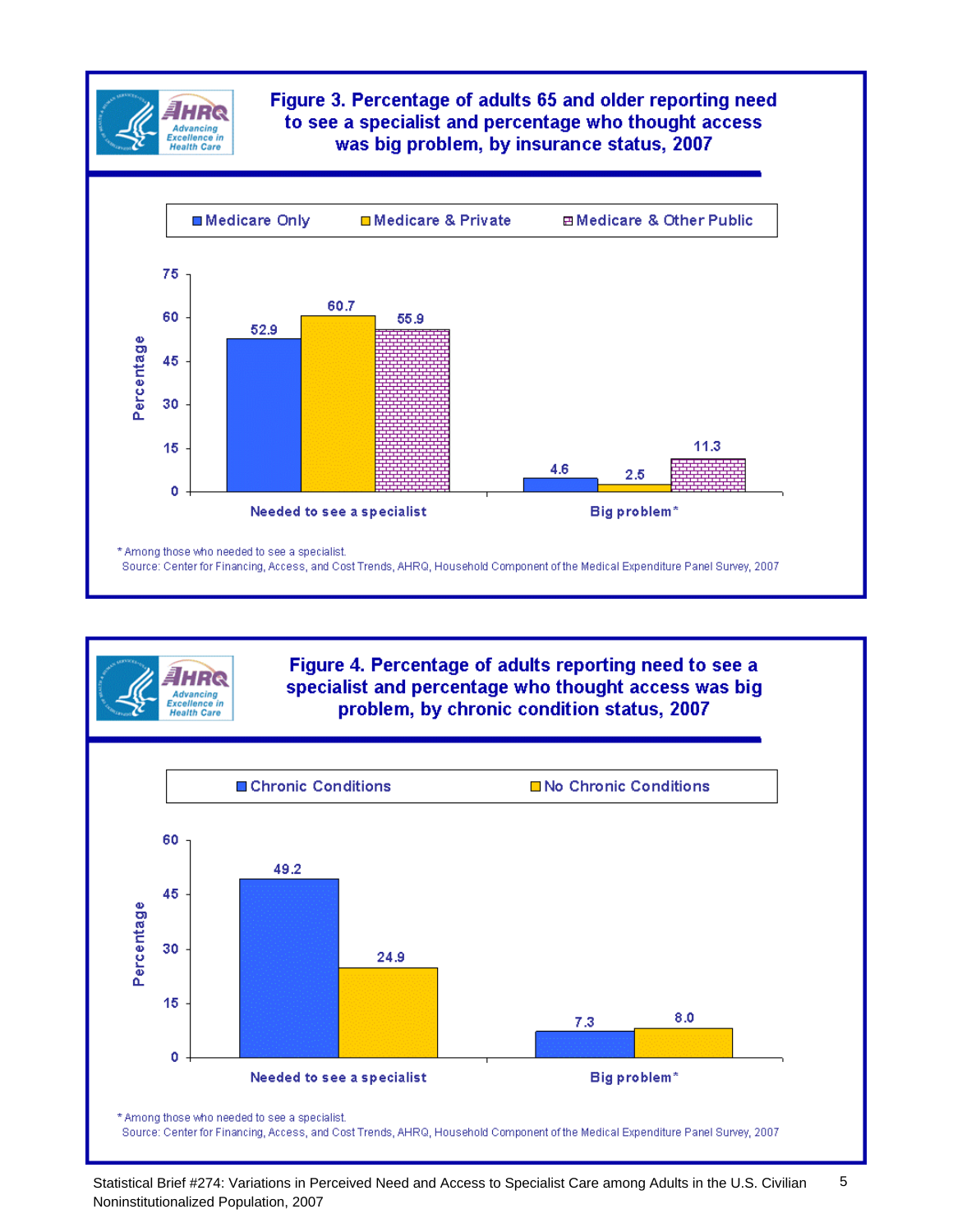## Figure 3. Percentage of adults 65 and older reporting need to see a specialist and percentage who thought access was big problem, by insurance status, 2007

| | Medicare Only | Medicare & Private | Medicare & Other Public |
|---|---|---|---|
| Needed to see a specialist | 52.9 | 60.7 | 55.9 |
| Big problem* | 4.6 | 2.5 | 11.3 |

\* Among those who needed to see a specialist.

Source: Center for Financing, Access, and Cost Trends, AHRQ, Household Component of the Medical Expenditure Panel Survey, 2007

## Figure 4. Percentage of adults reporting need to see a specialist and percentage who thought access was big problem, by chronic condition status, 2007

| | Chronic Conditions | No Chronic Conditions |
|---|---|---|
| Needed to see a specialist | 49.2 | 24.9 |
| Big problem* | 7.3 | 8.0 |

\* Among those who needed to see a specialist.

Source: Center for Financing, Access, and Cost Trends, AHRQ, Household Component of the Medical Expenditure Panel Survey, 2007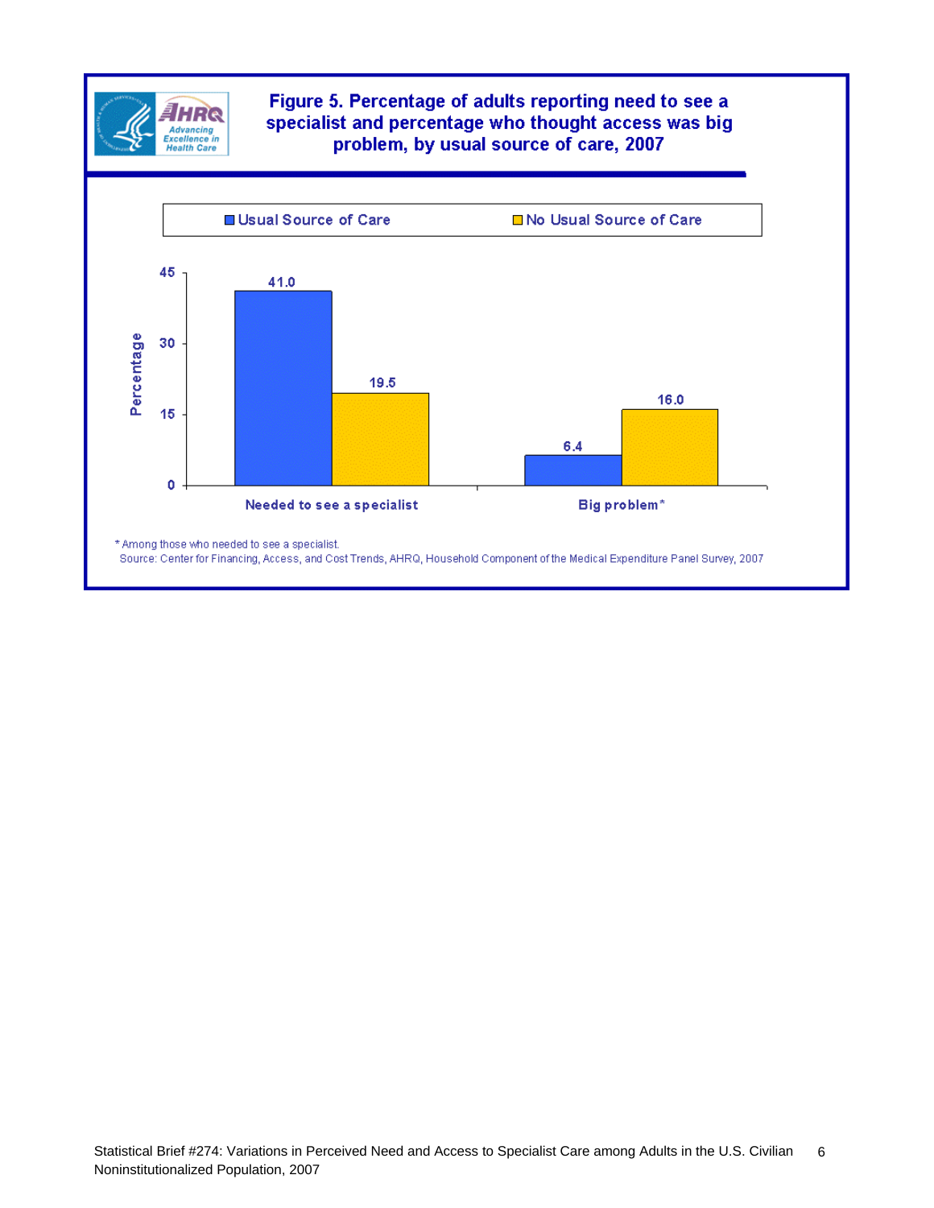**Figure 5. Percentage of adults reporting need to see a specialist and percentage who thought access was big problem, by usual source of care, 2007**

Usual Source of Care

No Usual Source of Care

Percentage

45

30

15

0

41.0

19.5

6.4

16.0

Needed to see a specialist

Big problem*

* Among those who needed to see a specialist.

Source: Center for Financing, Access, and Cost Trends, AHRQ, Household Component of the Medical Expenditure Panel Survey, 2007